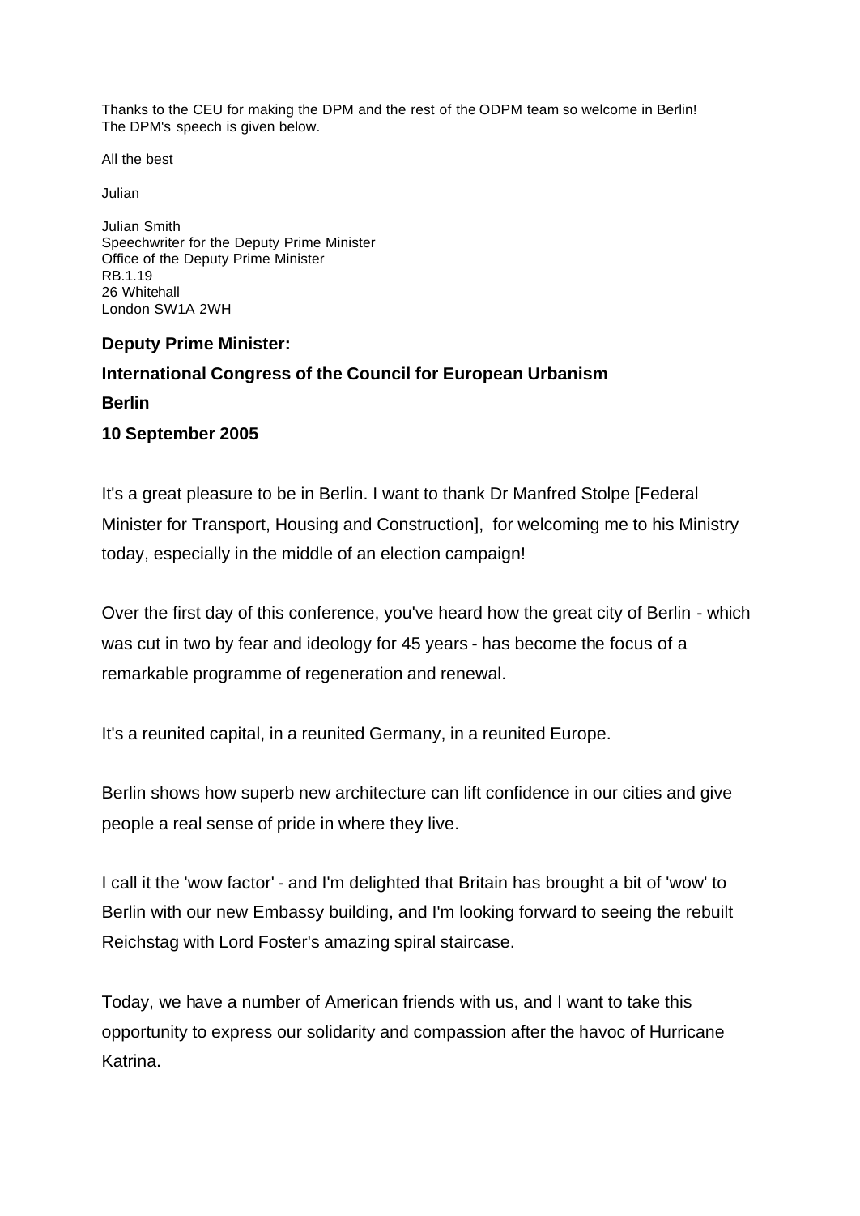Thanks to the CEU for making the DPM and the rest of the ODPM team so welcome in Berlin!
The DPM's speech is given below.

All the best

Julian

Julian Smith
Speechwriter for the Deputy Prime Minister
Office of the Deputy Prime Minister
RB.1.19
26 Whitehall
London SW1A 2WH

**Deputy Prime Minister:**

**International Congress of the Council for European Urbanism**

**Berlin**

**10 September 2005**

It's a great pleasure to be in Berlin. I want to thank Dr Manfred Stolpe [Federal Minister for Transport, Housing and Construction], for welcoming me to his Ministry today, especially in the middle of an election campaign!

Over the first day of this conference, you've heard how the great city of Berlin - which was cut in two by fear and ideology for 45 years - has become the focus of a remarkable programme of regeneration and renewal.

It's a reunited capital, in a reunited Germany, in a reunited Europe.

Berlin shows how superb new architecture can lift confidence in our cities and give people a real sense of pride in where they live.

I call it the 'wow factor' - and I'm delighted that Britain has brought a bit of 'wow' to Berlin with our new Embassy building, and I'm looking forward to seeing the rebuilt Reichstag with Lord Foster's amazing spiral staircase.

Today, we have a number of American friends with us, and I want to take this opportunity to express our solidarity and compassion after the havoc of Hurricane Katrina.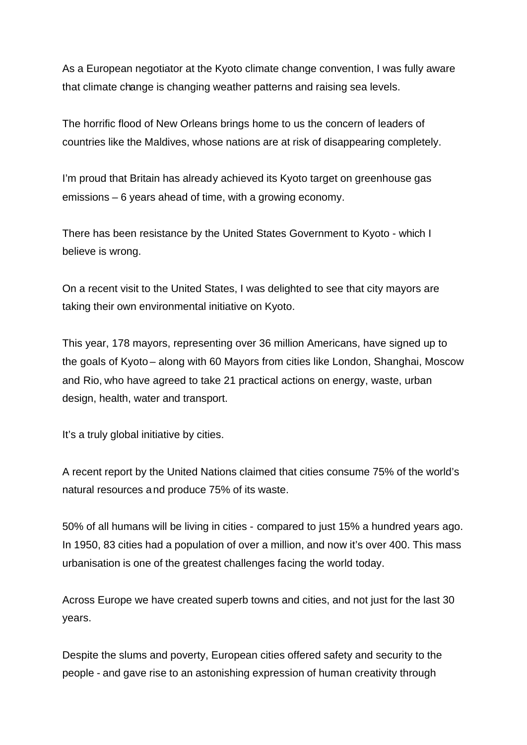As a European negotiator at the Kyoto climate change convention, I was fully aware that climate change is changing weather patterns and raising sea levels.

The horrific flood of New Orleans brings home to us the concern of leaders of countries like the Maldives, whose nations are at risk of disappearing completely.

I'm proud that Britain has already achieved its Kyoto target on greenhouse gas emissions – 6 years ahead of time, with a growing economy.

There has been resistance by the United States Government to Kyoto - which I believe is wrong.

On a recent visit to the United States, I was delighted to see that city mayors are taking their own environmental initiative on Kyoto.

This year, 178 mayors, representing over 36 million Americans, have signed up to the goals of Kyoto – along with 60 Mayors from cities like London, Shanghai, Moscow and Rio, who have agreed to take 21 practical actions on energy, waste, urban design, health, water and transport.

It's a truly global initiative by cities.

A recent report by the United Nations claimed that cities consume 75% of the world's natural resources and produce 75% of its waste.

50% of all humans will be living in cities - compared to just 15% a hundred years ago. In 1950, 83 cities had a population of over a million, and now it's over 400. This mass urbanisation is one of the greatest challenges facing the world today.

Across Europe we have created superb towns and cities, and not just for the last 30 years.

Despite the slums and poverty, European cities offered safety and security to the people - and gave rise to an astonishing expression of human creativity through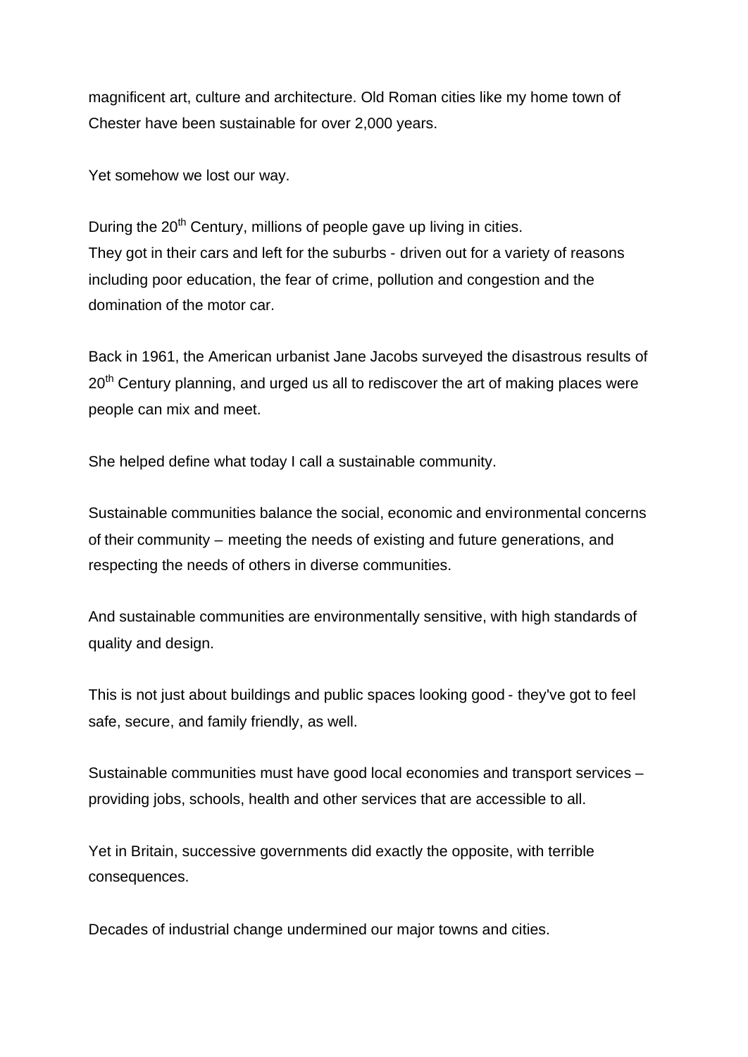magnificent art, culture and architecture. Old Roman cities like my home town of Chester have been sustainable for over 2,000 years.

Yet somehow we lost our way.

During the 20$^{th}$ Century, millions of people gave up living in cities.
They got in their cars and left for the suburbs - driven out for a variety of reasons including poor education, the fear of crime, pollution and congestion and the domination of the motor car.

Back in 1961, the American urbanist Jane Jacobs surveyed the disastrous results of 20$^{th}$ Century planning, and urged us all to rediscover the art of making places were people can mix and meet.

She helped define what today I call a sustainable community.

Sustainable communities balance the social, economic and environmental concerns of their community – meeting the needs of existing and future generations, and respecting the needs of others in diverse communities.

And sustainable communities are environmentally sensitive, with high standards of quality and design.

This is not just about buildings and public spaces looking good - they've got to feel safe, secure, and family friendly, as well.

Sustainable communities must have good local economies and transport services – providing jobs, schools, health and other services that are accessible to all.

Yet in Britain, successive governments did exactly the opposite, with terrible consequences.

Decades of industrial change undermined our major towns and cities.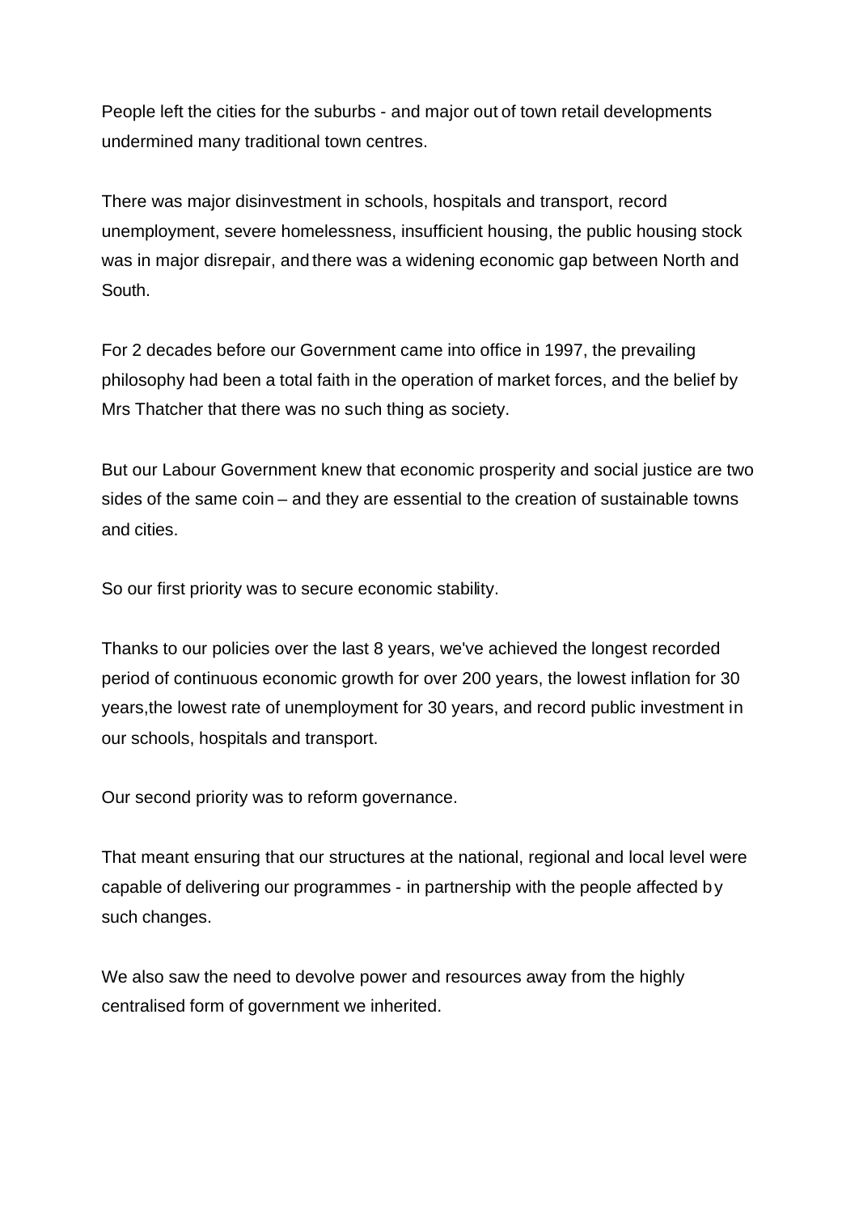People left the cities for the suburbs - and major out of town retail developments undermined many traditional town centres.

There was major disinvestment in schools, hospitals and transport, record unemployment, severe homelessness, insufficient housing, the public housing stock was in major disrepair, and there was a widening economic gap between North and South.

For 2 decades before our Government came into office in 1997, the prevailing philosophy had been a total faith in the operation of market forces, and the belief by Mrs Thatcher that there was no such thing as society.

But our Labour Government knew that economic prosperity and social justice are two sides of the same coin – and they are essential to the creation of sustainable towns and cities.

So our first priority was to secure economic stability.

Thanks to our policies over the last 8 years, we've achieved the longest recorded period of continuous economic growth for over 200 years, the lowest inflation for 30 years,the lowest rate of unemployment for 30 years, and record public investment in our schools, hospitals and transport.

Our second priority was to reform governance.

That meant ensuring that our structures at the national, regional and local level were capable of delivering our programmes - in partnership with the people affected by such changes.

We also saw the need to devolve power and resources away from the highly centralised form of government we inherited.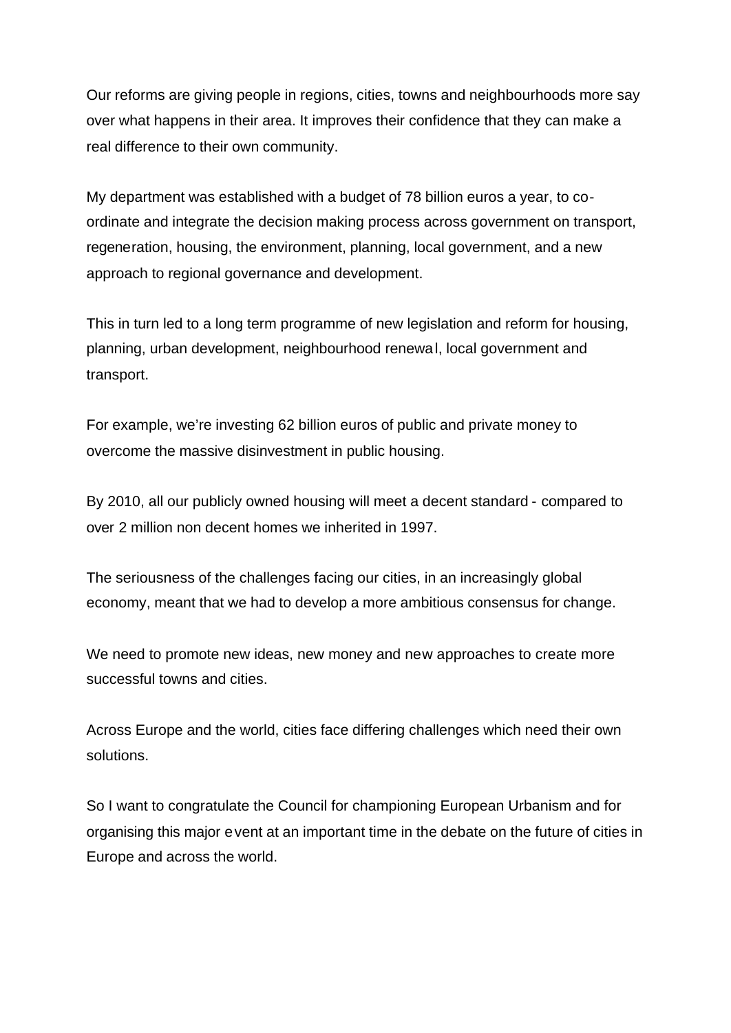Our reforms are giving people in regions, cities, towns and neighbourhoods more say over what happens in their area. It improves their confidence that they can make a real difference to their own community.

My department was established with a budget of 78 billion euros a year, to co-ordinate and integrate the decision making process across government on transport, regeneration, housing, the environment, planning, local government, and a new approach to regional governance and development.

This in turn led to a long term programme of new legislation and reform for housing, planning, urban development, neighbourhood renewal, local government and transport.

For example, we're investing 62 billion euros of public and private money to overcome the massive disinvestment in public housing.

By 2010, all our publicly owned housing will meet a decent standard - compared to over 2 million non decent homes we inherited in 1997.

The seriousness of the challenges facing our cities, in an increasingly global economy, meant that we had to develop a more ambitious consensus for change.

We need to promote new ideas, new money and new approaches to create more successful towns and cities.

Across Europe and the world, cities face differing challenges which need their own solutions.

So I want to congratulate the Council for championing European Urbanism and for organising this major event at an important time in the debate on the future of cities in Europe and across the world.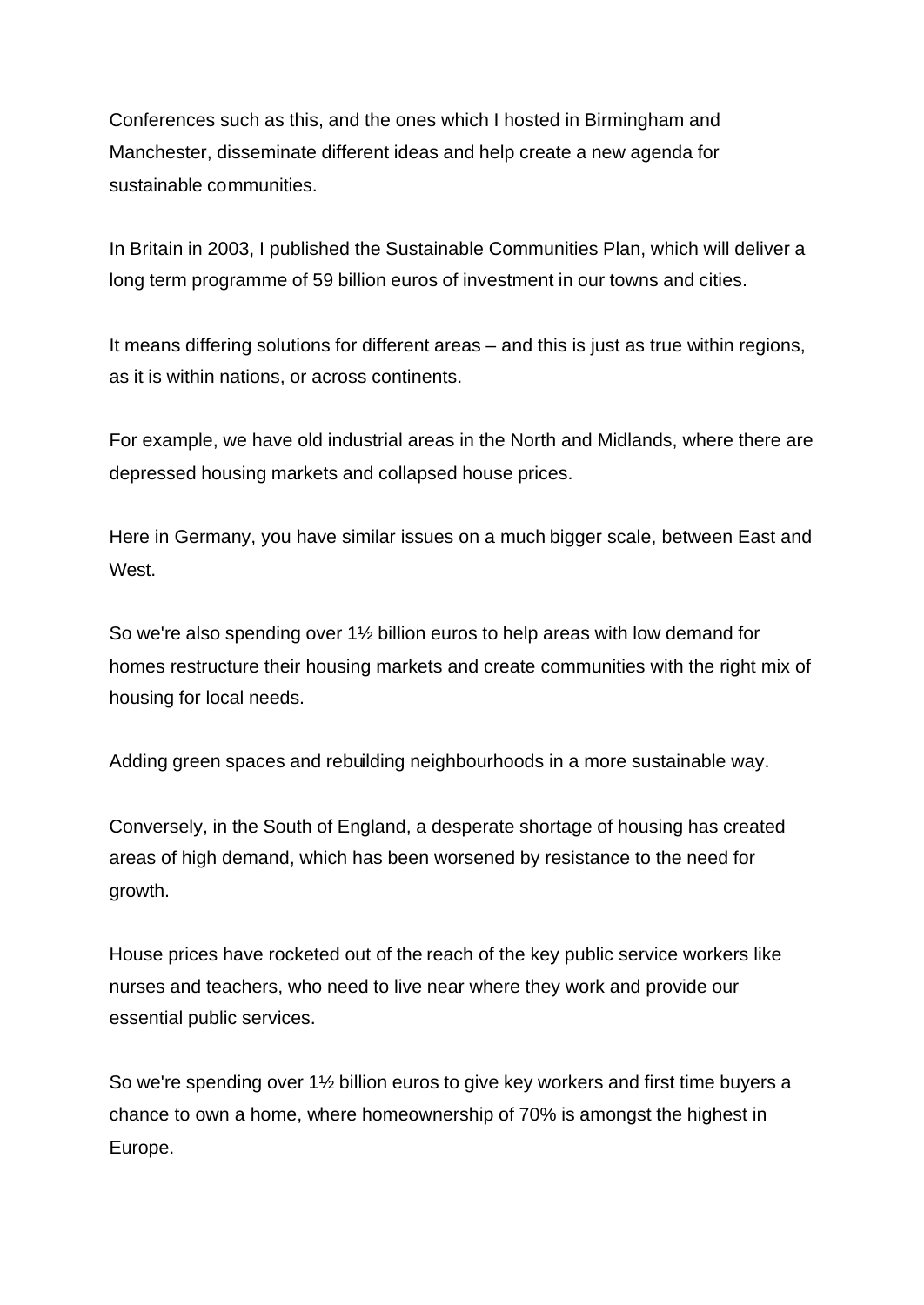Conferences such as this, and the ones which I hosted in Birmingham and Manchester, disseminate different ideas and help create a new agenda for sustainable communities.

In Britain in 2003, I published the Sustainable Communities Plan, which will deliver a long term programme of 59 billion euros of investment in our towns and cities.

It means differing solutions for different areas – and this is just as true within regions, as it is within nations, or across continents.

For example, we have old industrial areas in the North and Midlands, where there are depressed housing markets and collapsed house prices.

Here in Germany, you have similar issues on a much bigger scale, between East and West.

So we're also spending over 1½ billion euros to help areas with low demand for homes restructure their housing markets and create communities with the right mix of housing for local needs.

Adding green spaces and rebuilding neighbourhoods in a more sustainable way.

Conversely, in the South of England, a desperate shortage of housing has created areas of high demand, which has been worsened by resistance to the need for growth.

House prices have rocketed out of the reach of the key public service workers like nurses and teachers, who need to live near where they work and provide our essential public services.

So we're spending over 1½ billion euros to give key workers and first time buyers a chance to own a home, where homeownership of 70% is amongst the highest in Europe.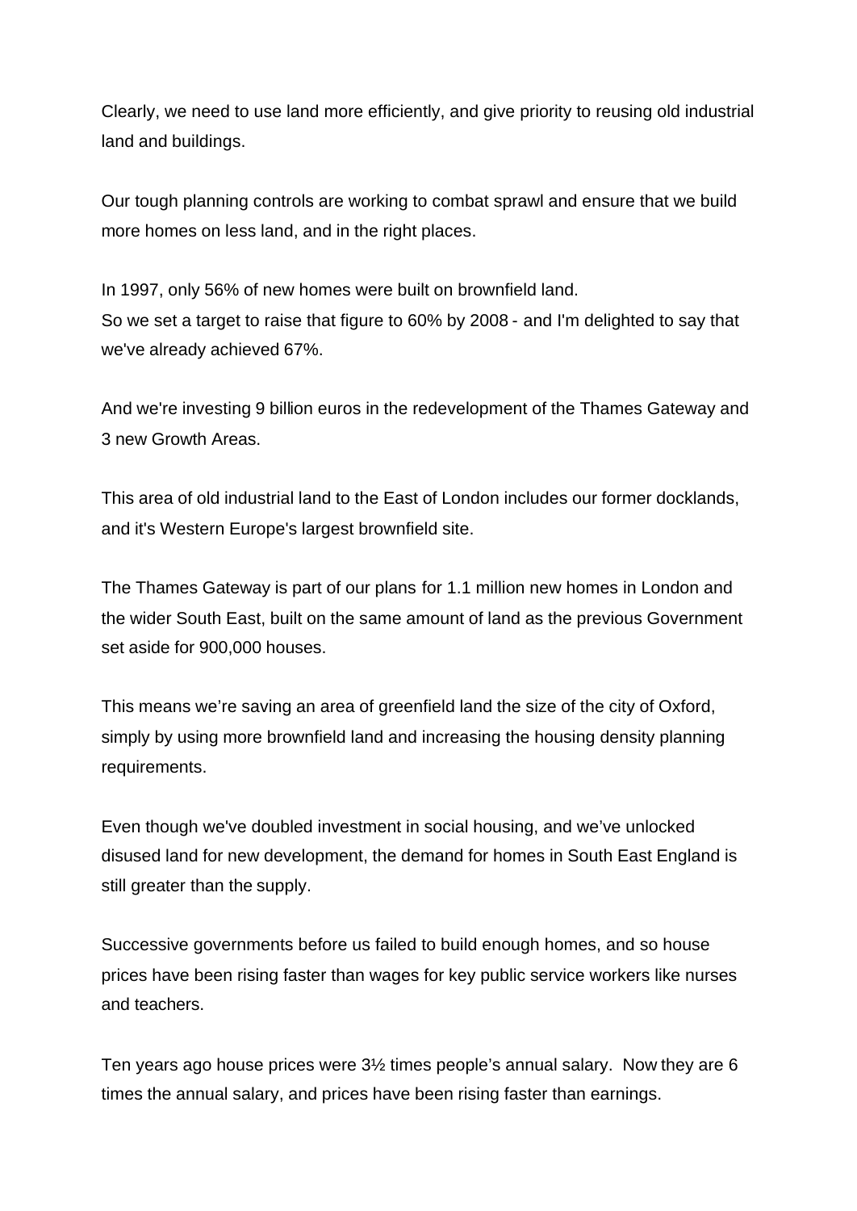Clearly, we need to use land more efficiently, and give priority to reusing old industrial land and buildings.

Our tough planning controls are working to combat sprawl and ensure that we build more homes on less land, and in the right places.

In 1997, only 56% of new homes were built on brownfield land.
So we set a target to raise that figure to 60% by 2008 - and I'm delighted to say that we've already achieved 67%.

And we're investing 9 billion euros in the redevelopment of the Thames Gateway and 3 new Growth Areas.

This area of old industrial land to the East of London includes our former docklands, and it's Western Europe's largest brownfield site.

The Thames Gateway is part of our plans for 1.1 million new homes in London and the wider South East, built on the same amount of land as the previous Government set aside for 900,000 houses.

This means we're saving an area of greenfield land the size of the city of Oxford, simply by using more brownfield land and increasing the housing density planning requirements.

Even though we've doubled investment in social housing, and we've unlocked disused land for new development, the demand for homes in South East England is still greater than the supply.

Successive governments before us failed to build enough homes, and so house prices have been rising faster than wages for key public service workers like nurses and teachers.

Ten years ago house prices were 3½ times people's annual salary. Now they are 6 times the annual salary, and prices have been rising faster than earnings.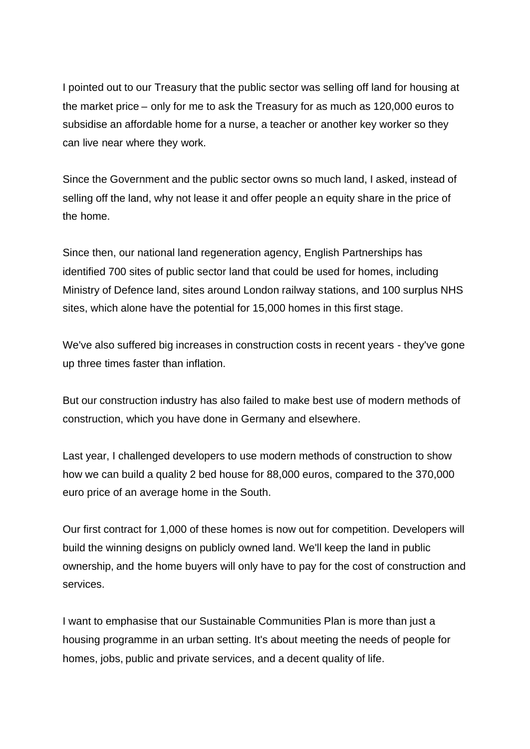I pointed out to our Treasury that the public sector was selling off land for housing at the market price – only for me to ask the Treasury for as much as 120,000 euros to subsidise an affordable home for a nurse, a teacher or another key worker so they can live near where they work.

Since the Government and the public sector owns so much land, I asked, instead of selling off the land, why not lease it and offer people an equity share in the price of the home.

Since then, our national land regeneration agency, English Partnerships has identified 700 sites of public sector land that could be used for homes, including Ministry of Defence land, sites around London railway stations, and 100 surplus NHS sites, which alone have the potential for 15,000 homes in this first stage.

We've also suffered big increases in construction costs in recent years - they've gone up three times faster than inflation.

But our construction industry has also failed to make best use of modern methods of construction, which you have done in Germany and elsewhere.

Last year, I challenged developers to use modern methods of construction to show how we can build a quality 2 bed house for 88,000 euros, compared to the 370,000 euro price of an average home in the South.

Our first contract for 1,000 of these homes is now out for competition. Developers will build the winning designs on publicly owned land. We'll keep the land in public ownership, and the home buyers will only have to pay for the cost of construction and services.

I want to emphasise that our Sustainable Communities Plan is more than just a housing programme in an urban setting. It's about meeting the needs of people for homes, jobs, public and private services, and a decent quality of life.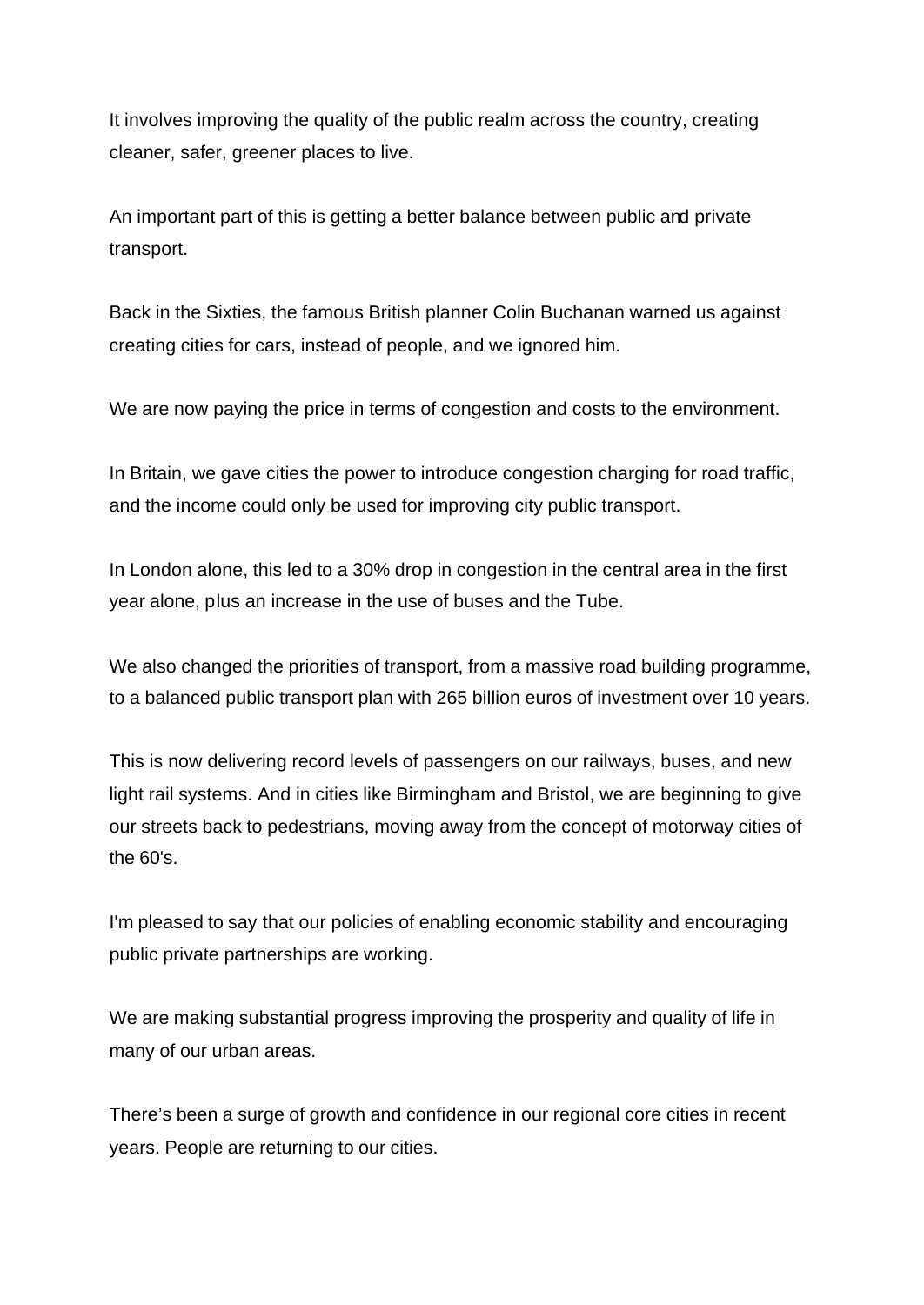It involves improving the quality of the public realm across the country, creating cleaner, safer, greener places to live.

An important part of this is getting a better balance between public and private transport.

Back in the Sixties, the famous British planner Colin Buchanan warned us against creating cities for cars, instead of people, and we ignored him.

We are now paying the price in terms of congestion and costs to the environment.

In Britain, we gave cities the power to introduce congestion charging for road traffic, and the income could only be used for improving city public transport.

In London alone, this led to a 30% drop in congestion in the central area in the first year alone, plus an increase in the use of buses and the Tube.

We also changed the priorities of transport, from a massive road building programme, to a balanced public transport plan with 265 billion euros of investment over 10 years.

This is now delivering record levels of passengers on our railways, buses, and new light rail systems. And in cities like Birmingham and Bristol, we are beginning to give our streets back to pedestrians, moving away from the concept of motorway cities of the 60's.

I'm pleased to say that our policies of enabling economic stability and encouraging public private partnerships are working.

We are making substantial progress improving the prosperity and quality of life in many of our urban areas.

There's been a surge of growth and confidence in our regional core cities in recent years. People are returning to our cities.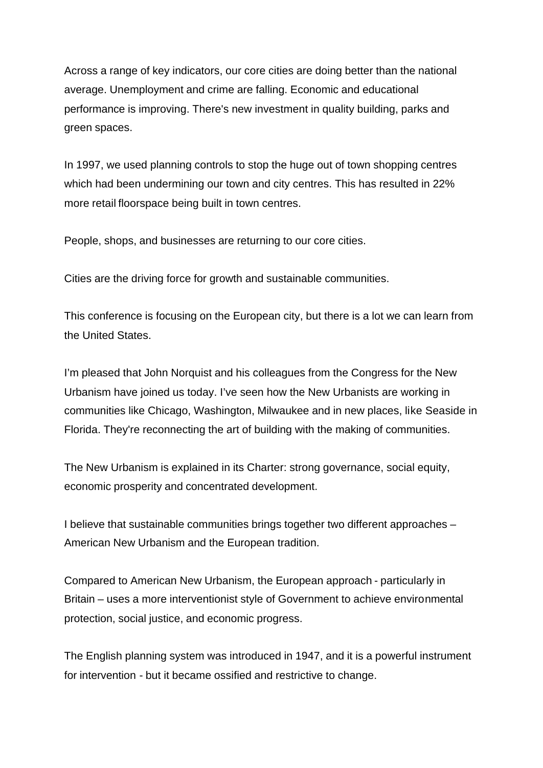Across a range of key indicators, our core cities are doing better than the national average. Unemployment and crime are falling. Economic and educational performance is improving. There's new investment in quality building, parks and green spaces.

In 1997, we used planning controls to stop the huge out of town shopping centres which had been undermining our town and city centres. This has resulted in 22% more retail floorspace being built in town centres.

People, shops, and businesses are returning to our core cities.

Cities are the driving force for growth and sustainable communities.

This conference is focusing on the European city, but there is a lot we can learn from the United States.

I'm pleased that John Norquist and his colleagues from the Congress for the New Urbanism have joined us today. I've seen how the New Urbanists are working in communities like Chicago, Washington, Milwaukee and in new places, like Seaside in Florida. They're reconnecting the art of building with the making of communities.

The New Urbanism is explained in its Charter: strong governance, social equity, economic prosperity and concentrated development.

I believe that sustainable communities brings together two different approaches – American New Urbanism and the European tradition.

Compared to American New Urbanism, the European approach - particularly in Britain – uses a more interventionist style of Government to achieve environmental protection, social justice, and economic progress.

The English planning system was introduced in 1947, and it is a powerful instrument for intervention - but it became ossified and restrictive to change.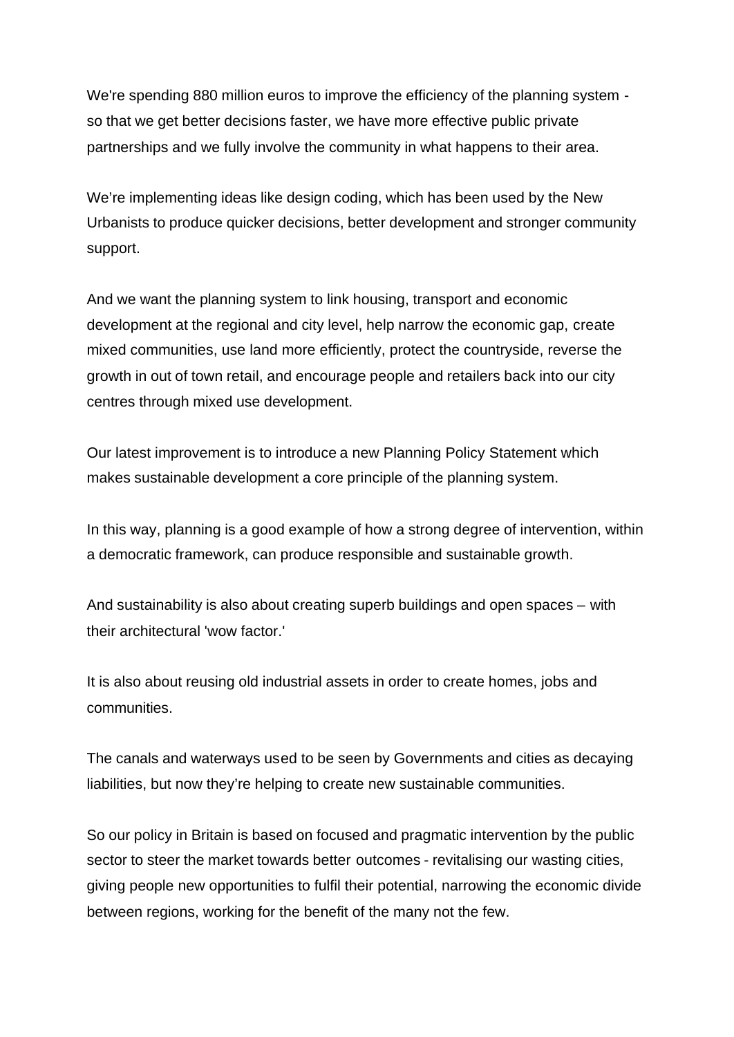We're spending 880 million euros to improve the efficiency of the planning system - so that we get better decisions faster, we have more effective public private partnerships and we fully involve the community in what happens to their area.

We're implementing ideas like design coding, which has been used by the New Urbanists to produce quicker decisions, better development and stronger community support.

And we want the planning system to link housing, transport and economic development at the regional and city level, help narrow the economic gap, create mixed communities, use land more efficiently, protect the countryside, reverse the growth in out of town retail, and encourage people and retailers back into our city centres through mixed use development.

Our latest improvement is to introduce a new Planning Policy Statement which makes sustainable development a core principle of the planning system.

In this way, planning is a good example of how a strong degree of intervention, within a democratic framework, can produce responsible and sustainable growth.

And sustainability is also about creating superb buildings and open spaces – with their architectural 'wow factor.'

It is also about reusing old industrial assets in order to create homes, jobs and communities.

The canals and waterways used to be seen by Governments and cities as decaying liabilities, but now they're helping to create new sustainable communities.

So our policy in Britain is based on focused and pragmatic intervention by the public sector to steer the market towards better outcomes - revitalising our wasting cities, giving people new opportunities to fulfil their potential, narrowing the economic divide between regions, working for the benefit of the many not the few.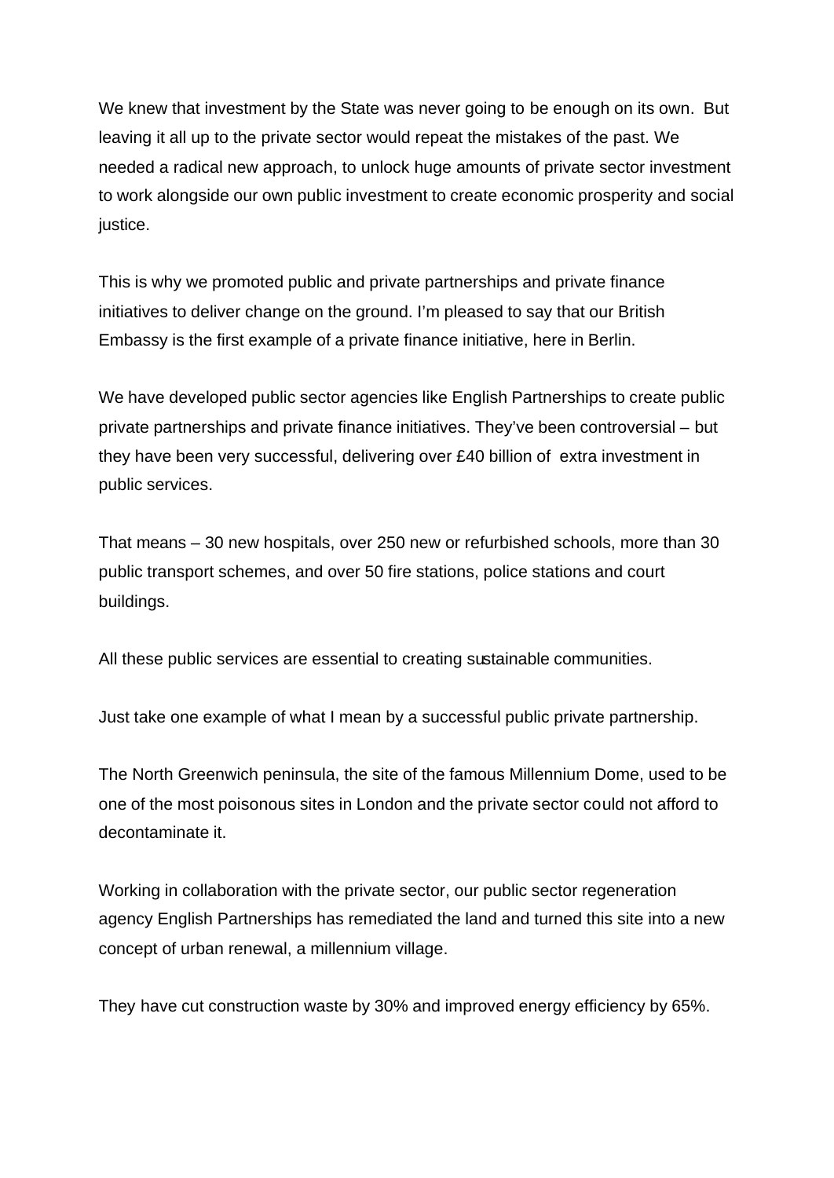We knew that investment by the State was never going to be enough on its own. But leaving it all up to the private sector would repeat the mistakes of the past. We needed a radical new approach, to unlock huge amounts of private sector investment to work alongside our own public investment to create economic prosperity and social justice.

This is why we promoted public and private partnerships and private finance initiatives to deliver change on the ground. I'm pleased to say that our British Embassy is the first example of a private finance initiative, here in Berlin.

We have developed public sector agencies like English Partnerships to create public private partnerships and private finance initiatives. They've been controversial – but they have been very successful, delivering over £40 billion of extra investment in public services.

That means – 30 new hospitals, over 250 new or refurbished schools, more than 30 public transport schemes, and over 50 fire stations, police stations and court buildings.

All these public services are essential to creating sustainable communities.

Just take one example of what I mean by a successful public private partnership.

The North Greenwich peninsula, the site of the famous Millennium Dome, used to be one of the most poisonous sites in London and the private sector could not afford to decontaminate it.

Working in collaboration with the private sector, our public sector regeneration agency English Partnerships has remediated the land and turned this site into a new concept of urban renewal, a millennium village.

They have cut construction waste by 30% and improved energy efficiency by 65%.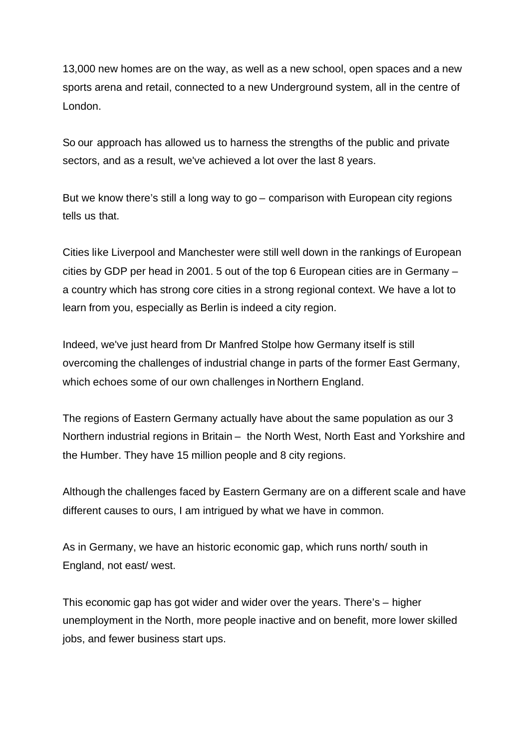13,000 new homes are on the way, as well as a new school, open spaces and a new sports arena and retail, connected to a new Underground system, all in the centre of London.

So our approach has allowed us to harness the strengths of the public and private sectors, and as a result, we've achieved a lot over the last 8 years.

But we know there's still a long way to go – comparison with European city regions tells us that.

Cities like Liverpool and Manchester were still well down in the rankings of European cities by GDP per head in 2001. 5 out of the top 6 European cities are in Germany – a country which has strong core cities in a strong regional context. We have a lot to learn from you, especially as Berlin is indeed a city region.

Indeed, we've just heard from Dr Manfred Stolpe how Germany itself is still overcoming the challenges of industrial change in parts of the former East Germany, which echoes some of our own challenges in Northern England.

The regions of Eastern Germany actually have about the same population as our 3 Northern industrial regions in Britain – the North West, North East and Yorkshire and the Humber. They have 15 million people and 8 city regions.

Although the challenges faced by Eastern Germany are on a different scale and have different causes to ours, I am intrigued by what we have in common.

As in Germany, we have an historic economic gap, which runs north/ south in England, not east/ west.

This economic gap has got wider and wider over the years. There's – higher unemployment in the North, more people inactive and on benefit, more lower skilled jobs, and fewer business start ups.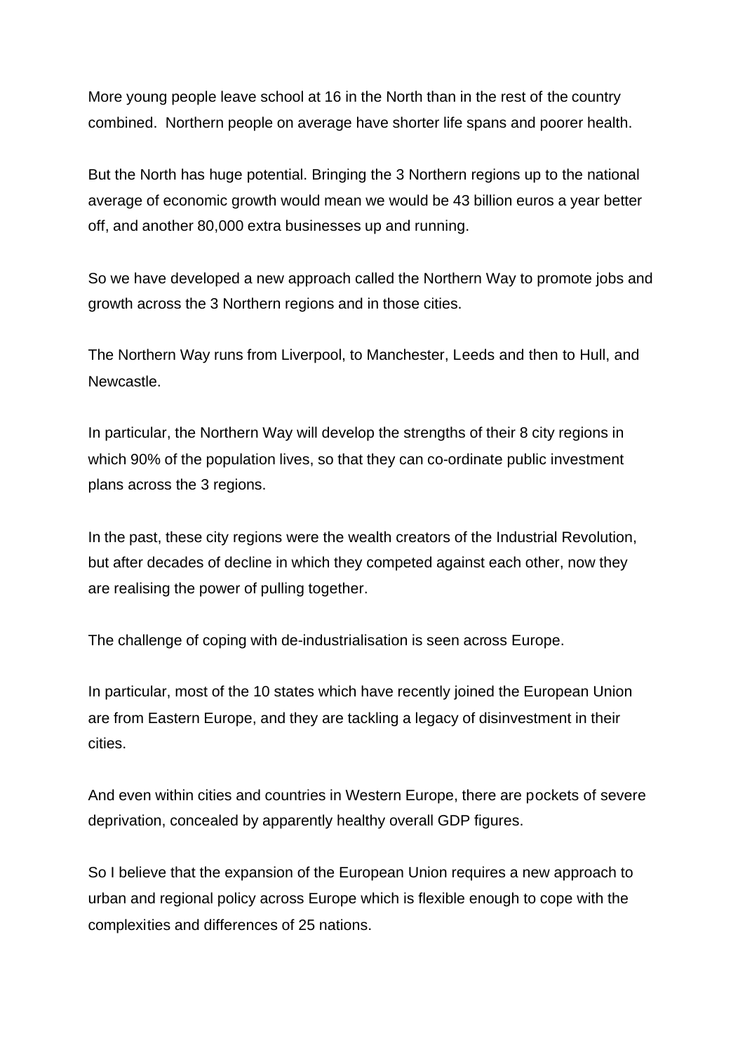More young people leave school at 16 in the North than in the rest of the country combined.  Northern people on average have shorter life spans and poorer health.

But the North has huge potential. Bringing the 3 Northern regions up to the national average of economic growth would mean we would be 43 billion euros a year better off, and another 80,000 extra businesses up and running.

So we have developed a new approach called the Northern Way to promote jobs and growth across the 3 Northern regions and in those cities.

The Northern Way runs from Liverpool, to Manchester, Leeds and then to Hull, and Newcastle.

In particular, the Northern Way will develop the strengths of their 8 city regions in which 90% of the population lives, so that they can co-ordinate public investment plans across the 3 regions.

In the past, these city regions were the wealth creators of the Industrial Revolution, but after decades of decline in which they competed against each other, now they are realising the power of pulling together.

The challenge of coping with de-industrialisation is seen across Europe.

In particular, most of the 10 states which have recently joined the European Union are from Eastern Europe, and they are tackling a legacy of disinvestment in their cities.

And even within cities and countries in Western Europe, there are pockets of severe deprivation, concealed by apparently healthy overall GDP figures.

So I believe that the expansion of the European Union requires a new approach to urban and regional policy across Europe which is flexible enough to cope with the complexities and differences of 25 nations.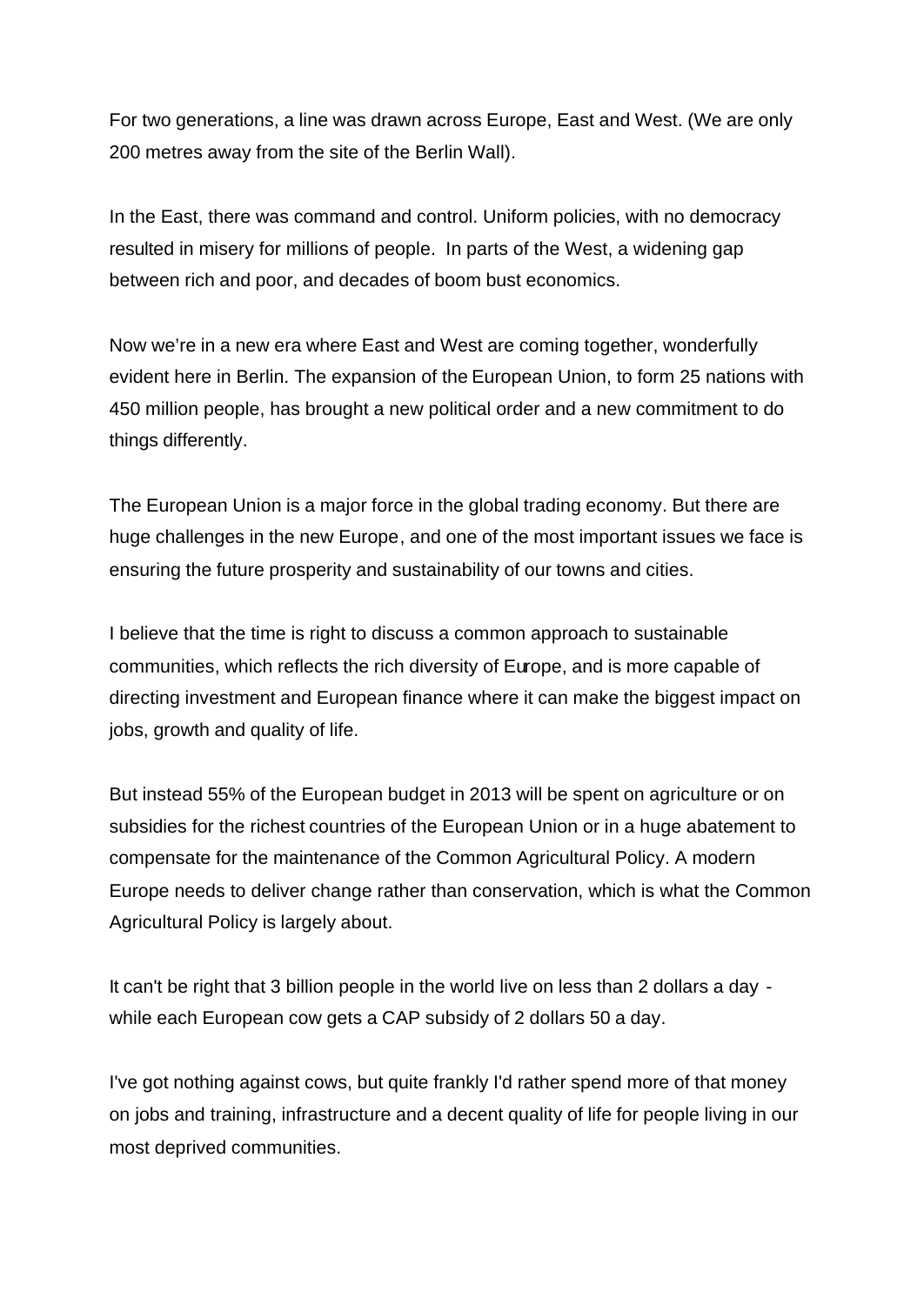For two generations, a line was drawn across Europe, East and West. (We are only 200 metres away from the site of the Berlin Wall).

In the East, there was command and control. Uniform policies, with no democracy resulted in misery for millions of people.  In parts of the West, a widening gap between rich and poor, and decades of boom bust economics.

Now we're in a new era where East and West are coming together, wonderfully evident here in Berlin. The expansion of the European Union, to form 25 nations with 450 million people, has brought a new political order and a new commitment to do things differently.

The European Union is a major force in the global trading economy. But there are huge challenges in the new Europe, and one of the most important issues we face is ensuring the future prosperity and sustainability of our towns and cities.

I believe that the time is right to discuss a common approach to sustainable communities, which reflects the rich diversity of Europe, and is more capable of directing investment and European finance where it can make the biggest impact on jobs, growth and quality of life.

But instead 55% of the European budget in 2013 will be spent on agriculture or on subsidies for the richest countries of the European Union or in a huge abatement to compensate for the maintenance of the Common Agricultural Policy. A modern Europe needs to deliver change rather than conservation, which is what the Common Agricultural Policy is largely about.

It can't be right that 3 billion people in the world live on less than 2 dollars a day - while each European cow gets a CAP subsidy of 2 dollars 50 a day.

I've got nothing against cows, but quite frankly I'd rather spend more of that money on jobs and training, infrastructure and a decent quality of life for people living in our most deprived communities.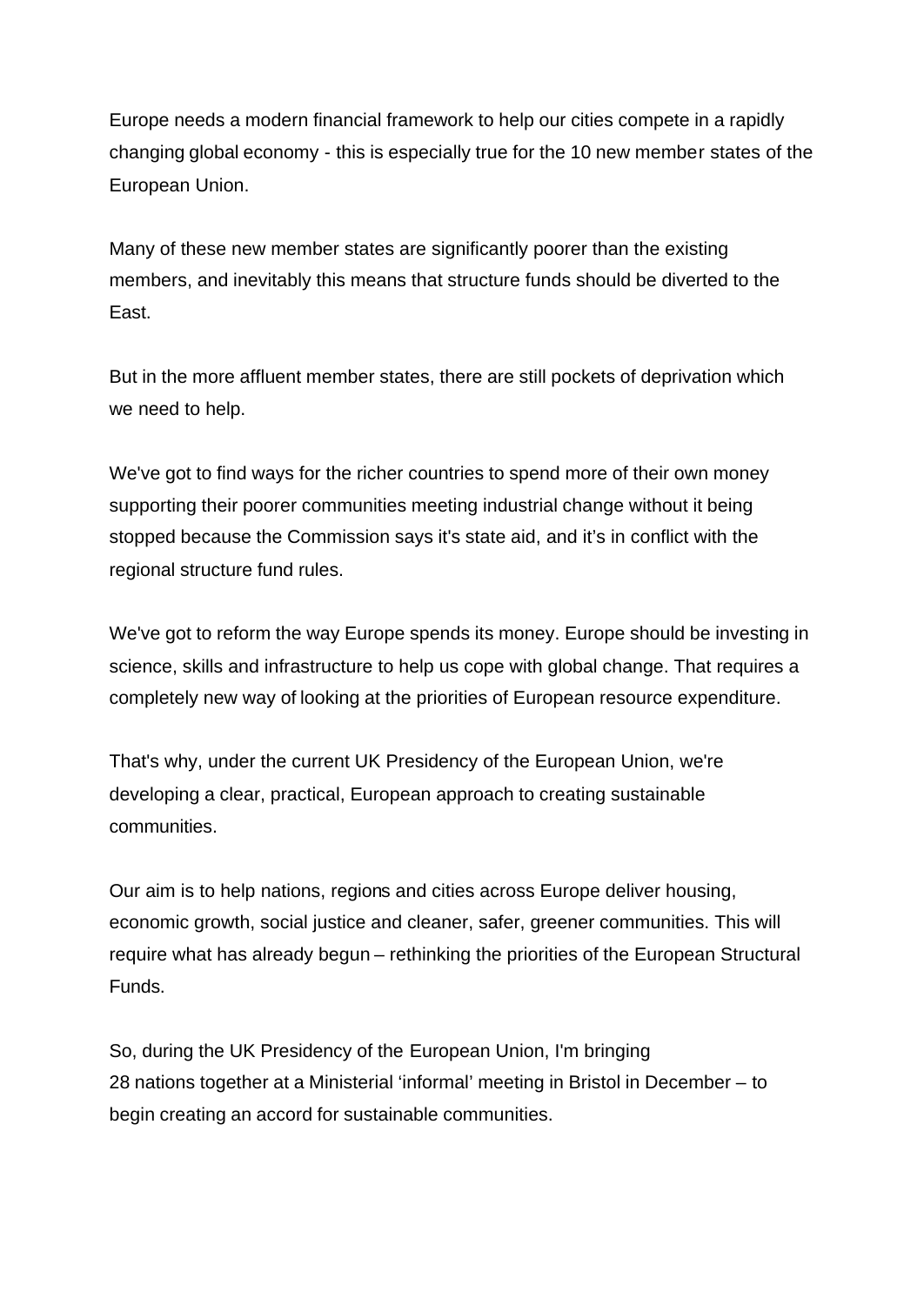Europe needs a modern financial framework to help our cities compete in a rapidly changing global economy - this is especially true for the 10 new member states of the European Union.

Many of these new member states are significantly poorer than the existing members, and inevitably this means that structure funds should be diverted to the East.

But in the more affluent member states, there are still pockets of deprivation which we need to help.

We've got to find ways for the richer countries to spend more of their own money supporting their poorer communities meeting industrial change without it being stopped because the Commission says it's state aid, and it's in conflict with the regional structure fund rules.

We've got to reform the way Europe spends its money. Europe should be investing in science, skills and infrastructure to help us cope with global change. That requires a completely new way of looking at the priorities of European resource expenditure.

That's why, under the current UK Presidency of the European Union, we're developing a clear, practical, European approach to creating sustainable communities.

Our aim is to help nations, regions and cities across Europe deliver housing, economic growth, social justice and cleaner, safer, greener communities. This will require what has already begun – rethinking the priorities of the European Structural Funds.

So, during the UK Presidency of the European Union, I'm bringing 28 nations together at a Ministerial 'informal' meeting in Bristol in December – to begin creating an accord for sustainable communities.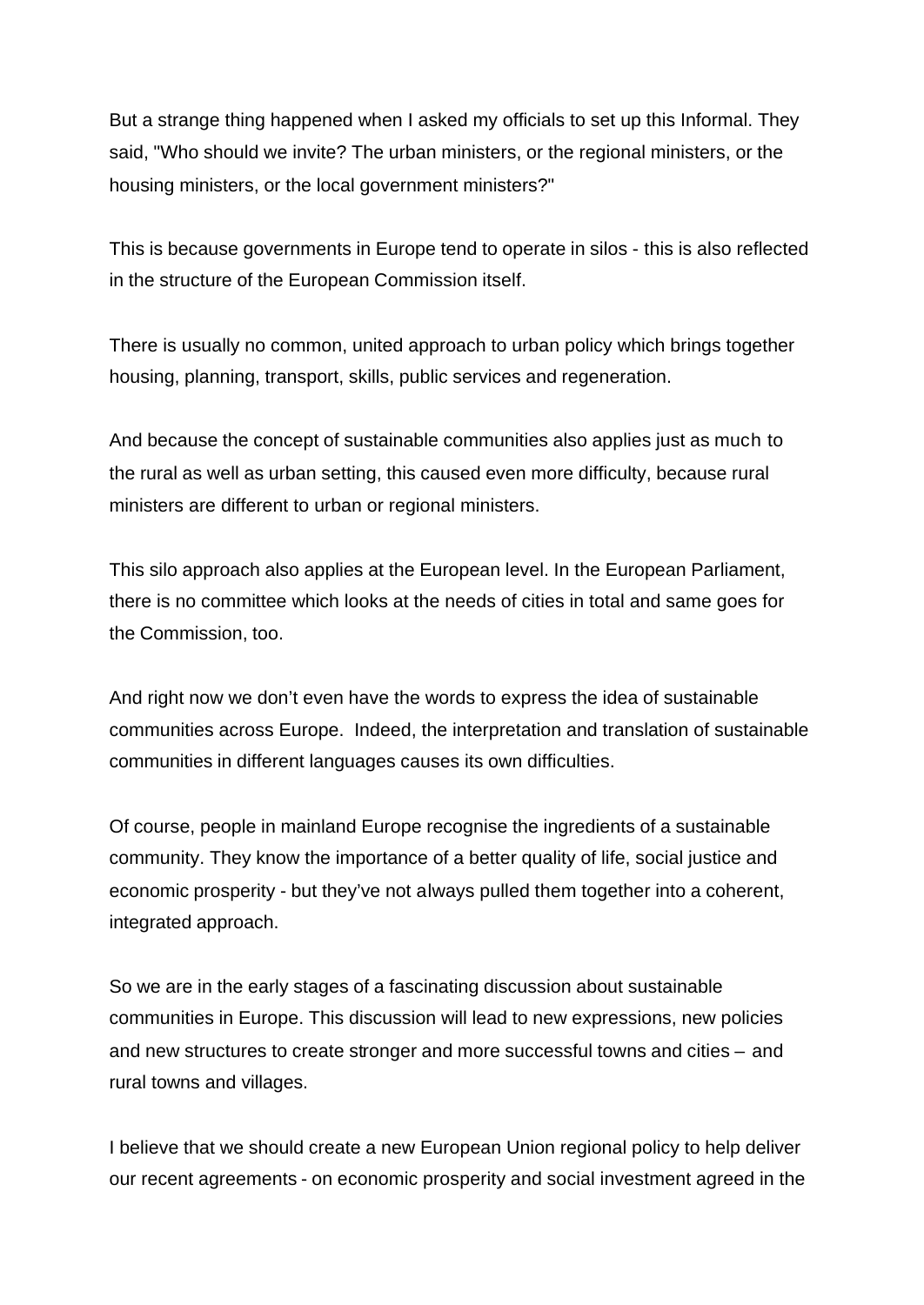But a strange thing happened when I asked my officials to set up this Informal. They said, "Who should we invite? The urban ministers, or the regional ministers, or the housing ministers, or the local government ministers?"

This is because governments in Europe tend to operate in silos - this is also reflected in the structure of the European Commission itself.

There is usually no common, united approach to urban policy which brings together housing, planning, transport, skills, public services and regeneration.

And because the concept of sustainable communities also applies just as much to the rural as well as urban setting, this caused even more difficulty, because rural ministers are different to urban or regional ministers.

This silo approach also applies at the European level. In the European Parliament, there is no committee which looks at the needs of cities in total and same goes for the Commission, too.

And right now we don't even have the words to express the idea of sustainable communities across Europe. Indeed, the interpretation and translation of sustainable communities in different languages causes its own difficulties.

Of course, people in mainland Europe recognise the ingredients of a sustainable community. They know the importance of a better quality of life, social justice and economic prosperity - but they've not always pulled them together into a coherent, integrated approach.

So we are in the early stages of a fascinating discussion about sustainable communities in Europe. This discussion will lead to new expressions, new policies and new structures to create stronger and more successful towns and cities – and rural towns and villages.

I believe that we should create a new European Union regional policy to help deliver our recent agreements - on economic prosperity and social investment agreed in the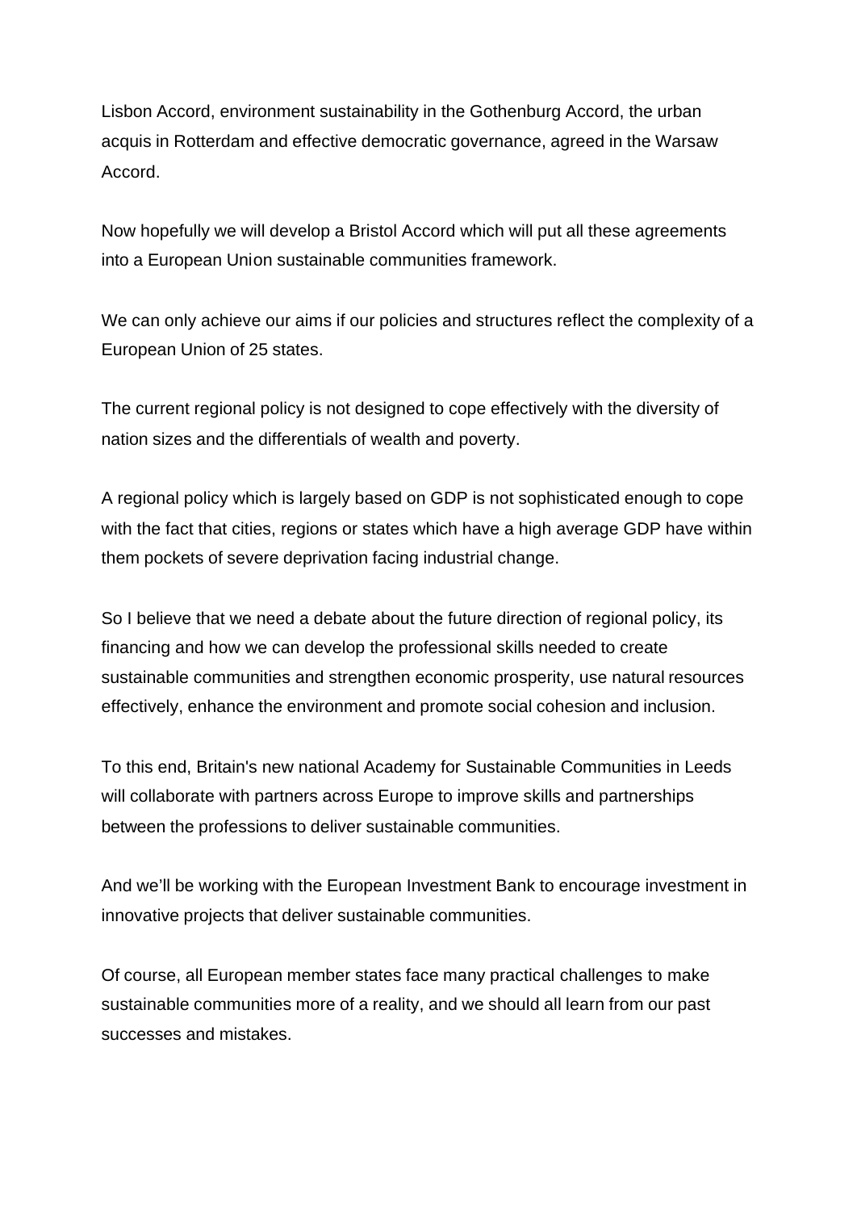Lisbon Accord, environment sustainability in the Gothenburg Accord, the urban acquis in Rotterdam and effective democratic governance, agreed in the Warsaw Accord.

Now hopefully we will develop a Bristol Accord which will put all these agreements into a European Union sustainable communities framework.

We can only achieve our aims if our policies and structures reflect the complexity of a European Union of 25 states.

The current regional policy is not designed to cope effectively with the diversity of nation sizes and the differentials of wealth and poverty.

A regional policy which is largely based on GDP is not sophisticated enough to cope with the fact that cities, regions or states which have a high average GDP have within them pockets of severe deprivation facing industrial change.

So I believe that we need a debate about the future direction of regional policy, its financing and how we can develop the professional skills needed to create sustainable communities and strengthen economic prosperity, use natural resources effectively, enhance the environment and promote social cohesion and inclusion.

To this end, Britain's new national Academy for Sustainable Communities in Leeds will collaborate with partners across Europe to improve skills and partnerships between the professions to deliver sustainable communities.

And we'll be working with the European Investment Bank to encourage investment in innovative projects that deliver sustainable communities.

Of course, all European member states face many practical challenges to make sustainable communities more of a reality, and we should all learn from our past successes and mistakes.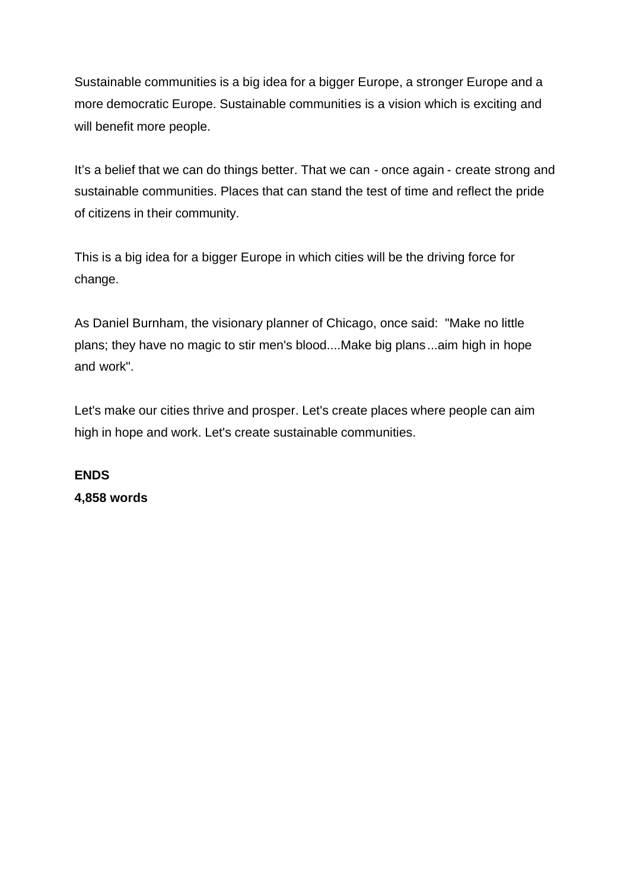Sustainable communities is a big idea for a bigger Europe, a stronger Europe and a more democratic Europe. Sustainable communities is a vision which is exciting and will benefit more people.

It's a belief that we can do things better. That we can - once again - create strong and sustainable communities. Places that can stand the test of time and reflect the pride of citizens in their community.

This is a big idea for a bigger Europe in which cities will be the driving force for change.

As Daniel Burnham, the visionary planner of Chicago, once said: "Make no little plans; they have no magic to stir men's blood....Make big plans...aim high in hope and work".

Let's make our cities thrive and prosper. Let's create places where people can aim high in hope and work. Let's create sustainable communities.

**ENDS**

**4,858 words**